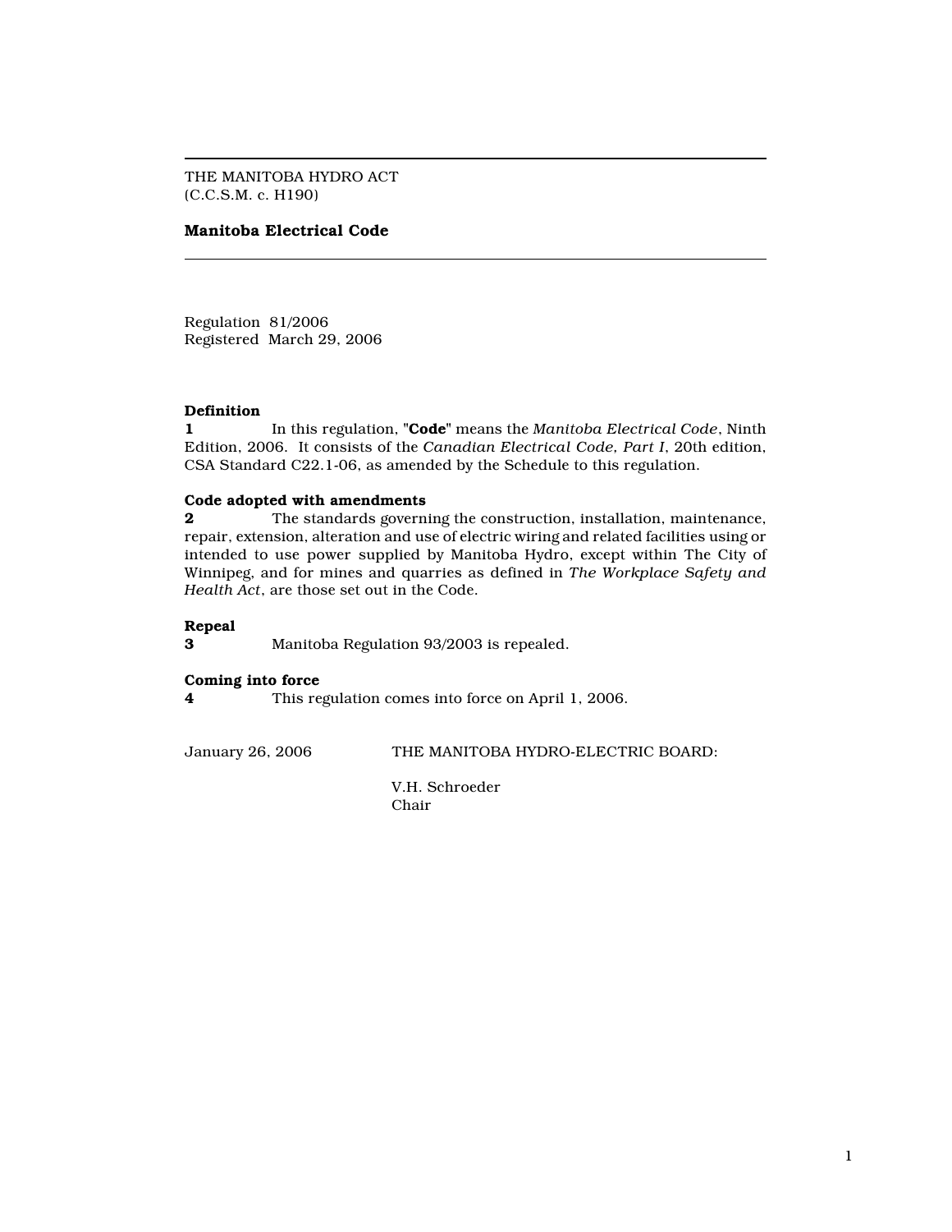THE MANITOBA HYDRO ACT
(C.C.S.M. c. H190)

**Manitoba Electrical Code**

Regulation 81/2006
Registered March 29, 2006

**Definition**

**1** In this regulation, "**Code**" means the *Manitoba Electrical Code*, Ninth Edition, 2006. It consists of the *Canadian Electrical Code, Part I*, 20th edition, CSA Standard C22.1-06, as amended by the Schedule to this regulation.

**Code adopted with amendments**

**2** The standards governing the construction, installation, maintenance, repair, extension, alteration and use of electric wiring and related facilities using or intended to use power supplied by Manitoba Hydro, except within The City of Winnipeg, and for mines and quarries as defined in *The Workplace Safety and Health Act*, are those set out in the Code.

**Repeal**

**3** Manitoba Regulation 93/2003 is repealed.

**Coming into force**

**4** This regulation comes into force on April 1, 2006.

January 26, 2006 THE MANITOBA HYDRO-ELECTRIC BOARD:

V.H. Schroeder
Chair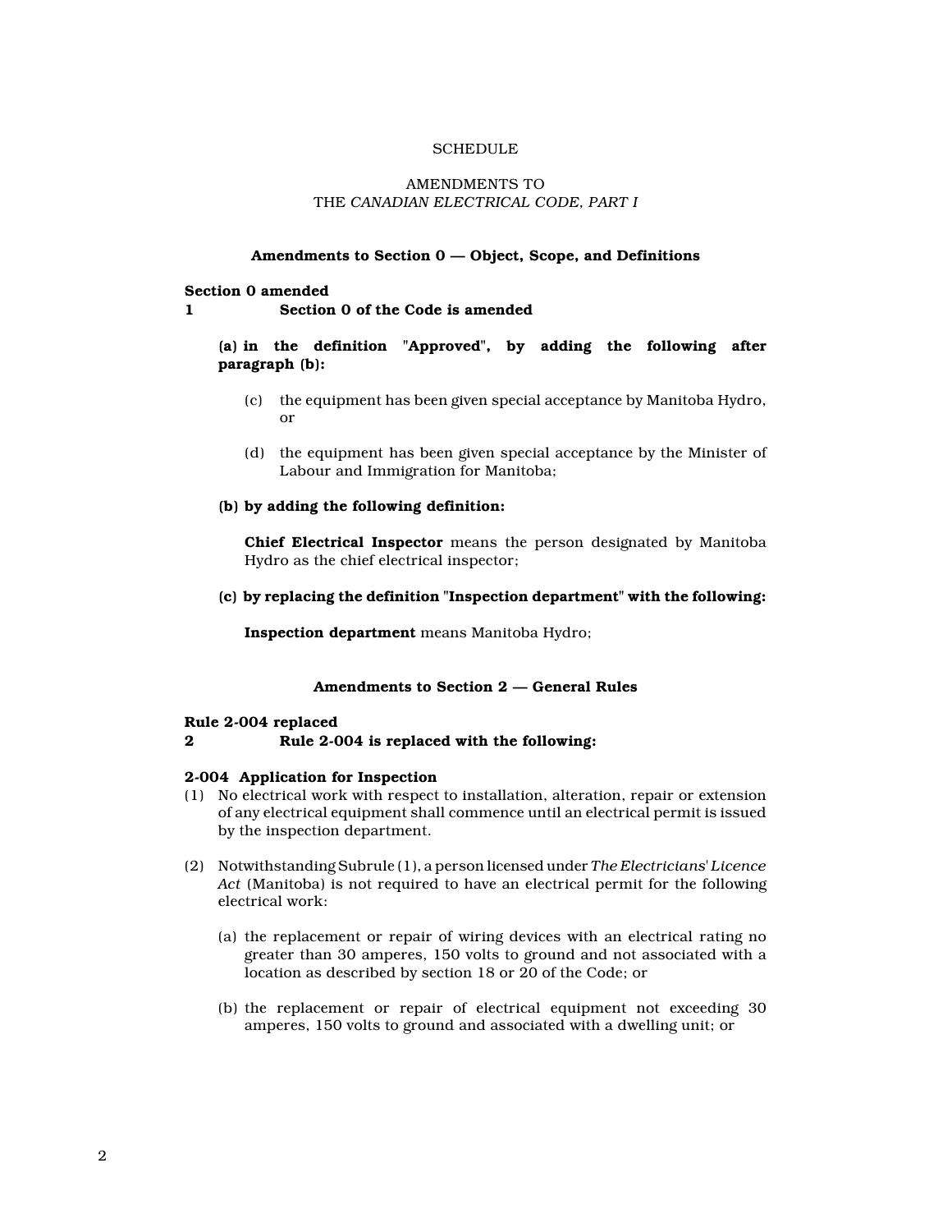SCHEDULE

AMENDMENTS TO
THE *CANADIAN ELECTRICAL CODE, PART I*

### Amendments to Section 0 — Object, Scope, and Definitions

**Section 0 amended**
**1 Section 0 of the Code is amended**

**(a) in the definition "Approved", by adding the following after paragraph (b):**

(c) the equipment has been given special acceptance by Manitoba Hydro, or

(d) the equipment has been given special acceptance by the Minister of Labour and Immigration for Manitoba;

**(b) by adding the following definition:**

**Chief Electrical Inspector** means the person designated by Manitoba Hydro as the chief electrical inspector;

**(c) by replacing the definition "Inspection department" with the following:**

**Inspection department** means Manitoba Hydro;

### Amendments to Section 2 — General Rules

**Rule 2-004 replaced**
**2 Rule 2-004 is replaced with the following:**

**2-004 Application for Inspection**

(1) No electrical work with respect to installation, alteration, repair or extension of any electrical equipment shall commence until an electrical permit is issued by the inspection department.

(2) Notwithstanding Subrule (1), a person licensed under *The Electricians' Licence Act* (Manitoba) is not required to have an electrical permit for the following electrical work:

(a) the replacement or repair of wiring devices with an electrical rating no greater than 30 amperes, 150 volts to ground and not associated with a location as described by section 18 or 20 of the Code; or

(b) the replacement or repair of electrical equipment not exceeding 30 amperes, 150 volts to ground and associated with a dwelling unit; or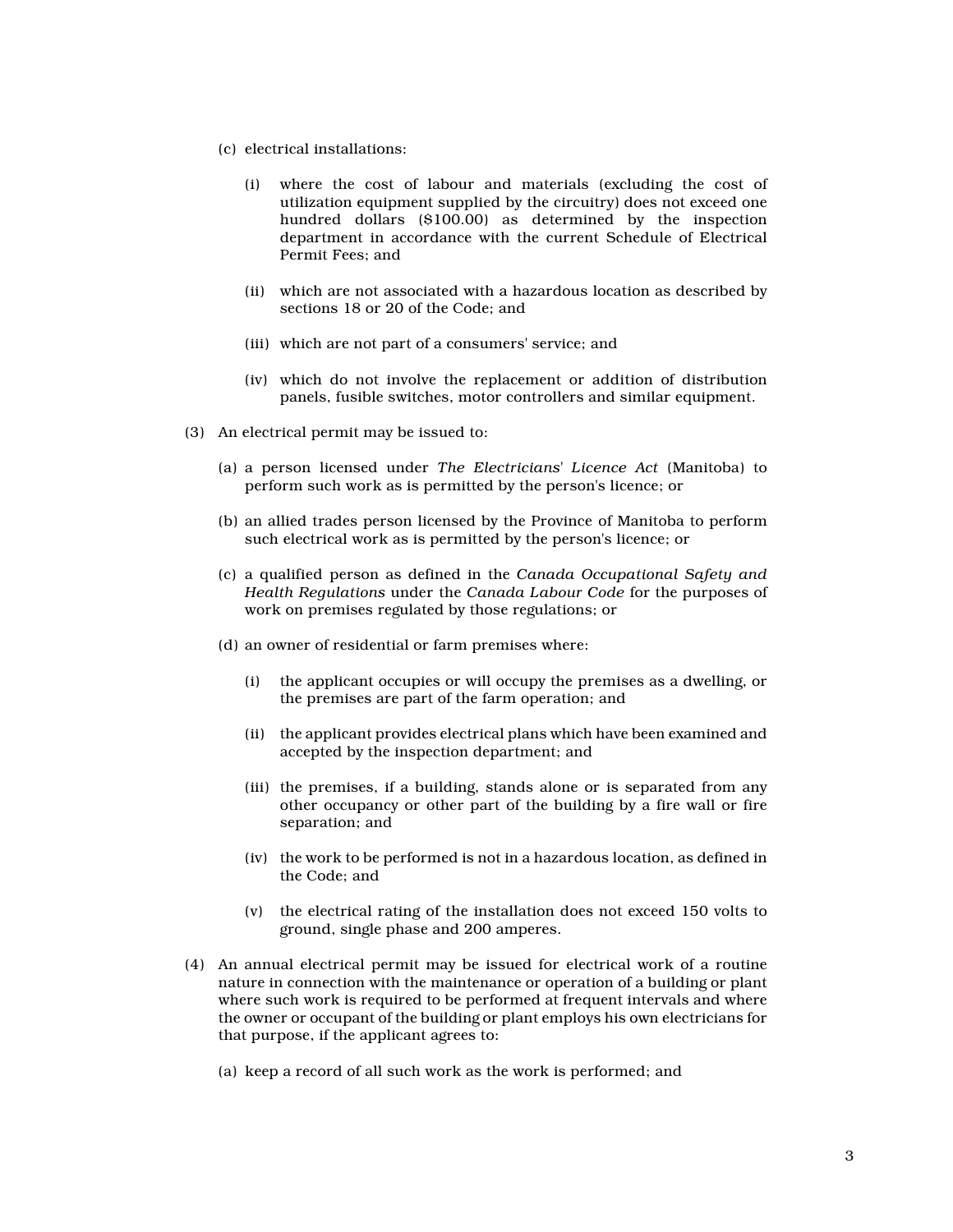(c) electrical installations:

   (i) where the cost of labour and materials (excluding the cost of utilization equipment supplied by the circuitry) does not exceed one hundred dollars ($100.00) as determined by the inspection department in accordance with the current Schedule of Electrical Permit Fees; and

   (ii) which are not associated with a hazardous location as described by sections 18 or 20 of the Code; and

   (iii) which are not part of a consumers' service; and

   (iv) which do not involve the replacement or addition of distribution panels, fusible switches, motor controllers and similar equipment.

(3) An electrical permit may be issued to:

   (a) a person licensed under *The Electricians' Licence Act* (Manitoba) to perform such work as is permitted by the person's licence; or

   (b) an allied trades person licensed by the Province of Manitoba to perform such electrical work as is permitted by the person's licence; or

   (c) a qualified person as defined in the *Canada Occupational Safety and Health Regulations* under the *Canada Labour Code* for the purposes of work on premises regulated by those regulations; or

   (d) an owner of residential or farm premises where:

      (i) the applicant occupies or will occupy the premises as a dwelling, or the premises are part of the farm operation; and

      (ii) the applicant provides electrical plans which have been examined and accepted by the inspection department; and

      (iii) the premises, if a building, stands alone or is separated from any other occupancy or other part of the building by a fire wall or fire separation; and

      (iv) the work to be performed is not in a hazardous location, as defined in the Code; and

      (v) the electrical rating of the installation does not exceed 150 volts to ground, single phase and 200 amperes.

(4) An annual electrical permit may be issued for electrical work of a routine nature in connection with the maintenance or operation of a building or plant where such work is required to be performed at frequent intervals and where the owner or occupant of the building or plant employs his own electricians for that purpose, if the applicant agrees to:

   (a) keep a record of all such work as the work is performed; and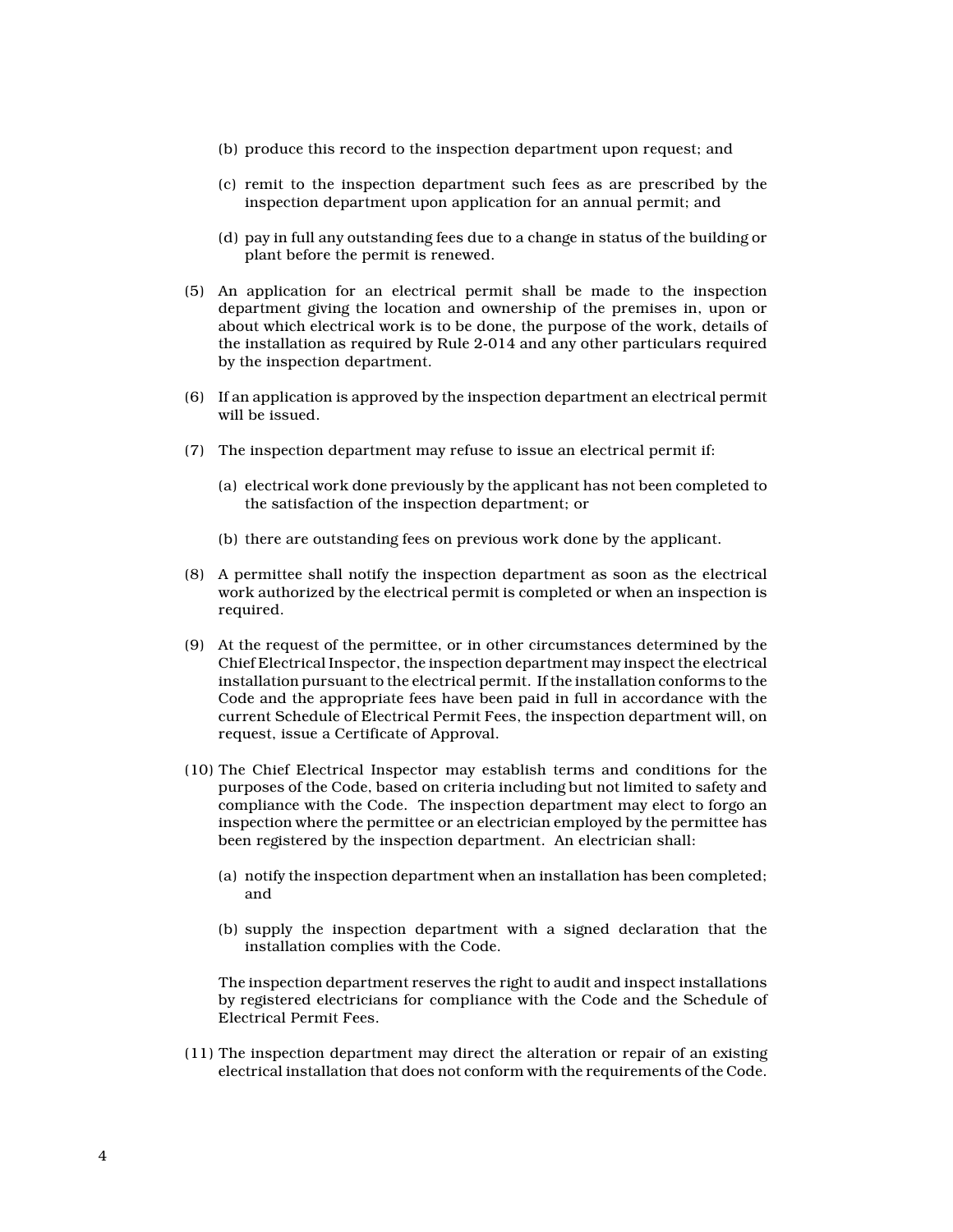(b) produce this record to the inspection department upon request; and

(c) remit to the inspection department such fees as are prescribed by the inspection department upon application for an annual permit; and

(d) pay in full any outstanding fees due to a change in status of the building or plant before the permit is renewed.

(5) An application for an electrical permit shall be made to the inspection department giving the location and ownership of the premises in, upon or about which electrical work is to be done, the purpose of the work, details of the installation as required by Rule 2-014 and any other particulars required by the inspection department.

(6) If an application is approved by the inspection department an electrical permit will be issued.

(7) The inspection department may refuse to issue an electrical permit if:

(a) electrical work done previously by the applicant has not been completed to the satisfaction of the inspection department; or

(b) there are outstanding fees on previous work done by the applicant.

(8) A permittee shall notify the inspection department as soon as the electrical work authorized by the electrical permit is completed or when an inspection is required.

(9) At the request of the permittee, or in other circumstances determined by the Chief Electrical Inspector, the inspection department may inspect the electrical installation pursuant to the electrical permit. If the installation conforms to the Code and the appropriate fees have been paid in full in accordance with the current Schedule of Electrical Permit Fees, the inspection department will, on request, issue a Certificate of Approval.

(10) The Chief Electrical Inspector may establish terms and conditions for the purposes of the Code, based on criteria including but not limited to safety and compliance with the Code. The inspection department may elect to forgo an inspection where the permittee or an electrician employed by the permittee has been registered by the inspection department. An electrician shall:

(a) notify the inspection department when an installation has been completed; and

(b) supply the inspection department with a signed declaration that the installation complies with the Code.

The inspection department reserves the right to audit and inspect installations by registered electricians for compliance with the Code and the Schedule of Electrical Permit Fees.

(11) The inspection department may direct the alteration or repair of an existing electrical installation that does not conform with the requirements of the Code.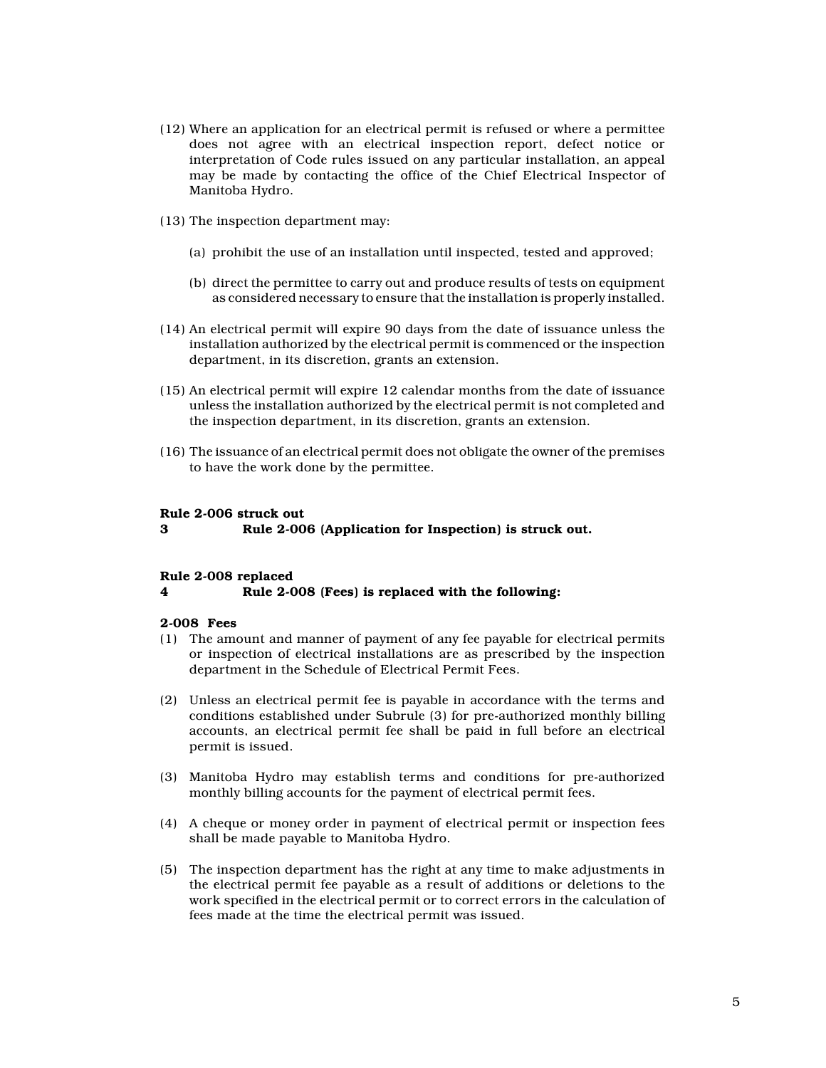(12) Where an application for an electrical permit is refused or where a permittee does not agree with an electrical inspection report, defect notice or interpretation of Code rules issued on any particular installation, an appeal may be made by contacting the office of the Chief Electrical Inspector of Manitoba Hydro.

(13) The inspection department may:

(a) prohibit the use of an installation until inspected, tested and approved;

(b) direct the permittee to carry out and produce results of tests on equipment as considered necessary to ensure that the installation is properly installed.

(14) An electrical permit will expire 90 days from the date of issuance unless the installation authorized by the electrical permit is commenced or the inspection department, in its discretion, grants an extension.

(15) An electrical permit will expire 12 calendar months from the date of issuance unless the installation authorized by the electrical permit is not completed and the inspection department, in its discretion, grants an extension.

(16) The issuance of an electrical permit does not obligate the owner of the premises to have the work done by the permittee.

**Rule 2-006 struck out**

**3 Rule 2-006 (Application for Inspection) is struck out.**

**Rule 2-008 replaced**

**4 Rule 2-008 (Fees) is replaced with the following:**

**2-008 Fees**

(1) The amount and manner of payment of any fee payable for electrical permits or inspection of electrical installations are as prescribed by the inspection department in the Schedule of Electrical Permit Fees.

(2) Unless an electrical permit fee is payable in accordance with the terms and conditions established under Subrule (3) for pre-authorized monthly billing accounts, an electrical permit fee shall be paid in full before an electrical permit is issued.

(3) Manitoba Hydro may establish terms and conditions for pre-authorized monthly billing accounts for the payment of electrical permit fees.

(4) A cheque or money order in payment of electrical permit or inspection fees shall be made payable to Manitoba Hydro.

(5) The inspection department has the right at any time to make adjustments in the electrical permit fee payable as a result of additions or deletions to the work specified in the electrical permit or to correct errors in the calculation of fees made at the time the electrical permit was issued.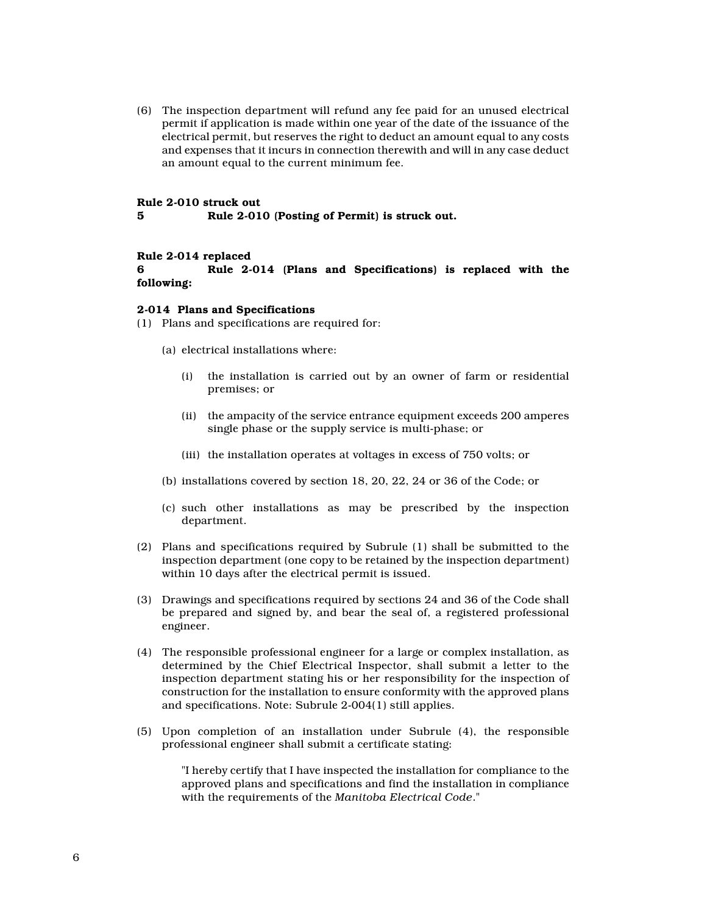(6) The inspection department will refund any fee paid for an unused electrical permit if application is made within one year of the date of the issuance of the electrical permit, but reserves the right to deduct an amount equal to any costs and expenses that it incurs in connection therewith and will in any case deduct an amount equal to the current minimum fee.

**Rule 2-010 struck out**

**5 Rule 2-010 (Posting of Permit) is struck out.**

**Rule 2-014 replaced**

**6 Rule 2-014 (Plans and Specifications) is replaced with the following:**

**2-014 Plans and Specifications**

(1) Plans and specifications are required for:

(a) electrical installations where:

(i) the installation is carried out by an owner of farm or residential premises; or

(ii) the ampacity of the service entrance equipment exceeds 200 amperes single phase or the supply service is multi-phase; or

(iii) the installation operates at voltages in excess of 750 volts; or

(b) installations covered by section 18, 20, 22, 24 or 36 of the Code; or

(c) such other installations as may be prescribed by the inspection department.

(2) Plans and specifications required by Subrule (1) shall be submitted to the inspection department (one copy to be retained by the inspection department) within 10 days after the electrical permit is issued.

(3) Drawings and specifications required by sections 24 and 36 of the Code shall be prepared and signed by, and bear the seal of, a registered professional engineer.

(4) The responsible professional engineer for a large or complex installation, as determined by the Chief Electrical Inspector, shall submit a letter to the inspection department stating his or her responsibility for the inspection of construction for the installation to ensure conformity with the approved plans and specifications. Note: Subrule 2-004(1) still applies.

(5) Upon completion of an installation under Subrule (4), the responsible professional engineer shall submit a certificate stating:

"I hereby certify that I have inspected the installation for compliance to the approved plans and specifications and find the installation in compliance with the requirements of the *Manitoba Electrical Code*."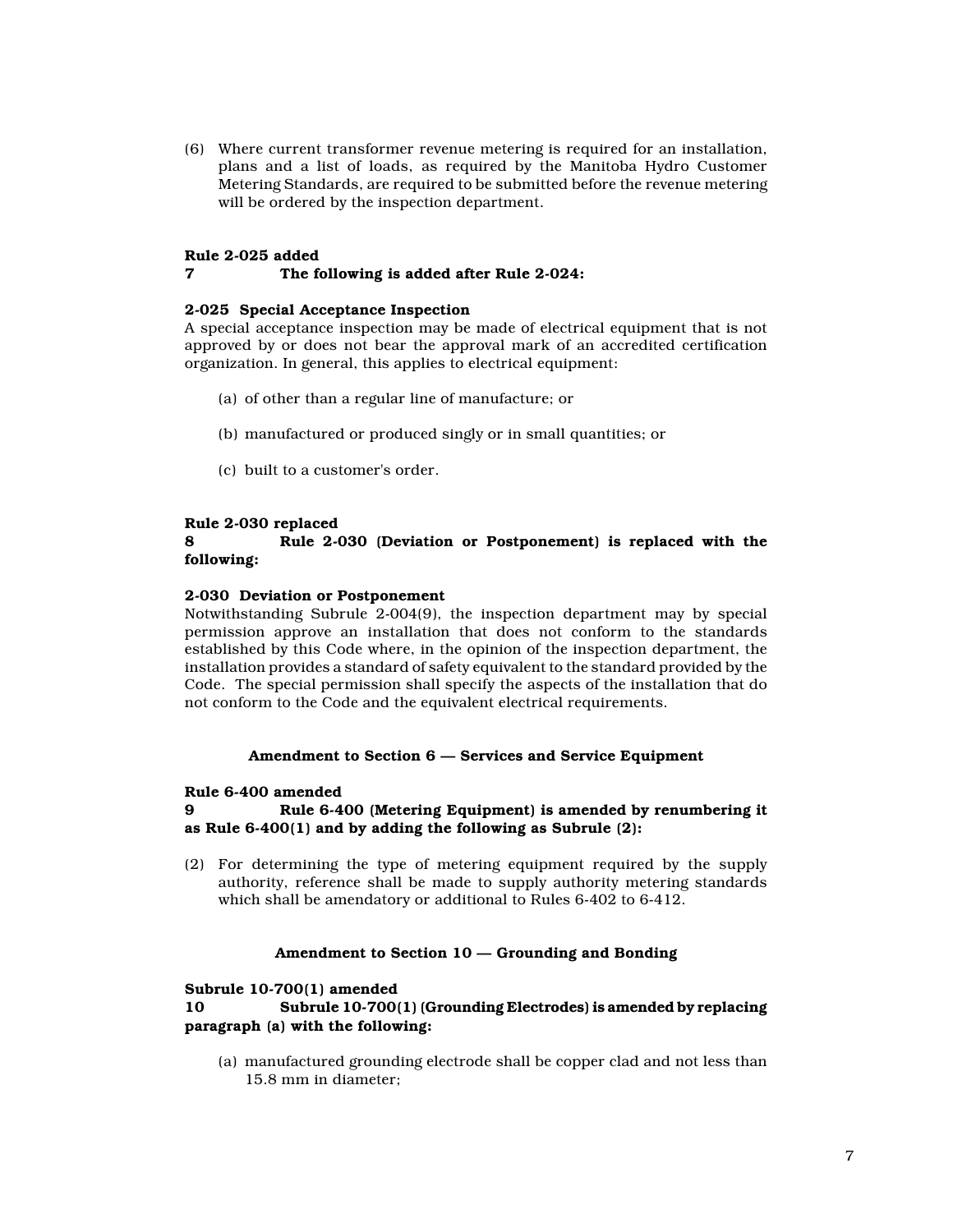(6) Where current transformer revenue metering is required for an installation, plans and a list of loads, as required by the Manitoba Hydro Customer Metering Standards, are required to be submitted before the revenue metering will be ordered by the inspection department.

**Rule 2-025 added**
**7 The following is added after Rule 2-024:**

**2-025 Special Acceptance Inspection**
A special acceptance inspection may be made of electrical equipment that is not approved by or does not bear the approval mark of an accredited certification organization. In general, this applies to electrical equipment:

(a) of other than a regular line of manufacture; or

(b) manufactured or produced singly or in small quantities; or

(c) built to a customer's order.

**Rule 2-030 replaced**
**8 Rule 2-030 (Deviation or Postponement) is replaced with the following:**

**2-030 Deviation or Postponement**
Notwithstanding Subrule 2-004(9), the inspection department may by special permission approve an installation that does not conform to the standards established by this Code where, in the opinion of the inspection department, the installation provides a standard of safety equivalent to the standard provided by the Code. The special permission shall specify the aspects of the installation that do not conform to the Code and the equivalent electrical requirements.

## Amendment to Section 6 — Services and Service Equipment

**Rule 6-400 amended**
**9 Rule 6-400 (Metering Equipment) is amended by renumbering it as Rule 6-400(1) and by adding the following as Subrule (2):**

(2) For determining the type of metering equipment required by the supply authority, reference shall be made to supply authority metering standards which shall be amendatory or additional to Rules 6-402 to 6-412.

## Amendment to Section 10 — Grounding and Bonding

**Subrule 10-700(1) amended**
**10 Subrule 10-700(1) (Grounding Electrodes) is amended by replacing paragraph (a) with the following:**

(a) manufactured grounding electrode shall be copper clad and not less than 15.8 mm in diameter;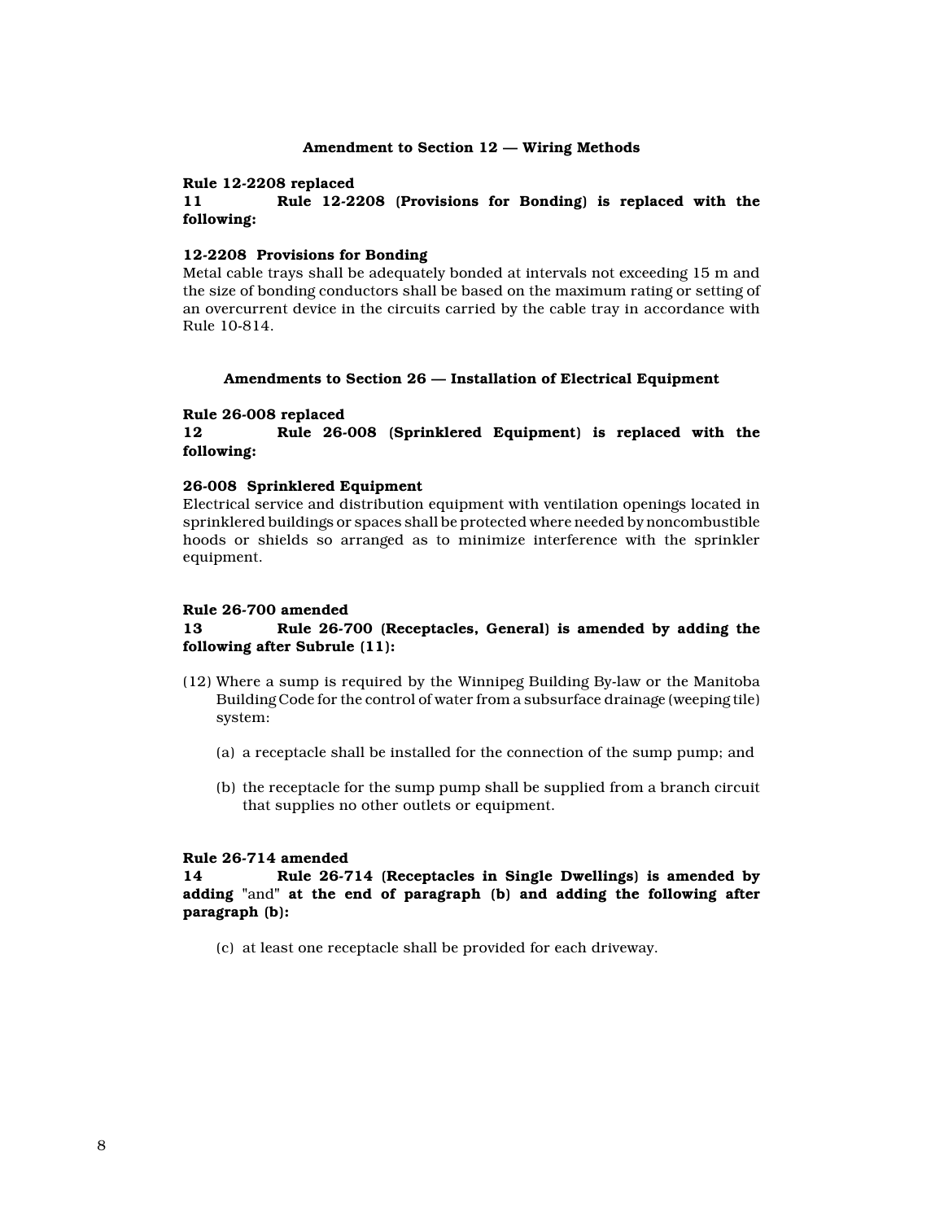### Amendment to Section 12 — Wiring Methods

**Rule 12-2208 replaced**
**11 Rule 12-2208 (Provisions for Bonding) is replaced with the following:**

**12-2208 Provisions for Bonding**
Metal cable trays shall be adequately bonded at intervals not exceeding 15 m and the size of bonding conductors shall be based on the maximum rating or setting of an overcurrent device in the circuits carried by the cable tray in accordance with Rule 10-814.

### Amendments to Section 26 — Installation of Electrical Equipment

**Rule 26-008 replaced**
**12 Rule 26-008 (Sprinklered Equipment) is replaced with the following:**

**26-008 Sprinklered Equipment**
Electrical service and distribution equipment with ventilation openings located in sprinklered buildings or spaces shall be protected where needed by noncombustible hoods or shields so arranged as to minimize interference with the sprinkler equipment.

**Rule 26-700 amended**
**13 Rule 26-700 (Receptacles, General) is amended by adding the following after Subrule (11):**

(12) Where a sump is required by the Winnipeg Building By-law or the Manitoba Building Code for the control of water from a subsurface drainage (weeping tile) system:

(a) a receptacle shall be installed for the connection of the sump pump; and

(b) the receptacle for the sump pump shall be supplied from a branch circuit that supplies no other outlets or equipment.

**Rule 26-714 amended**
**14 Rule 26-714 (Receptacles in Single Dwellings) is amended by adding** "and" **at the end of paragraph (b) and adding the following after paragraph (b):**

(c) at least one receptacle shall be provided for each driveway.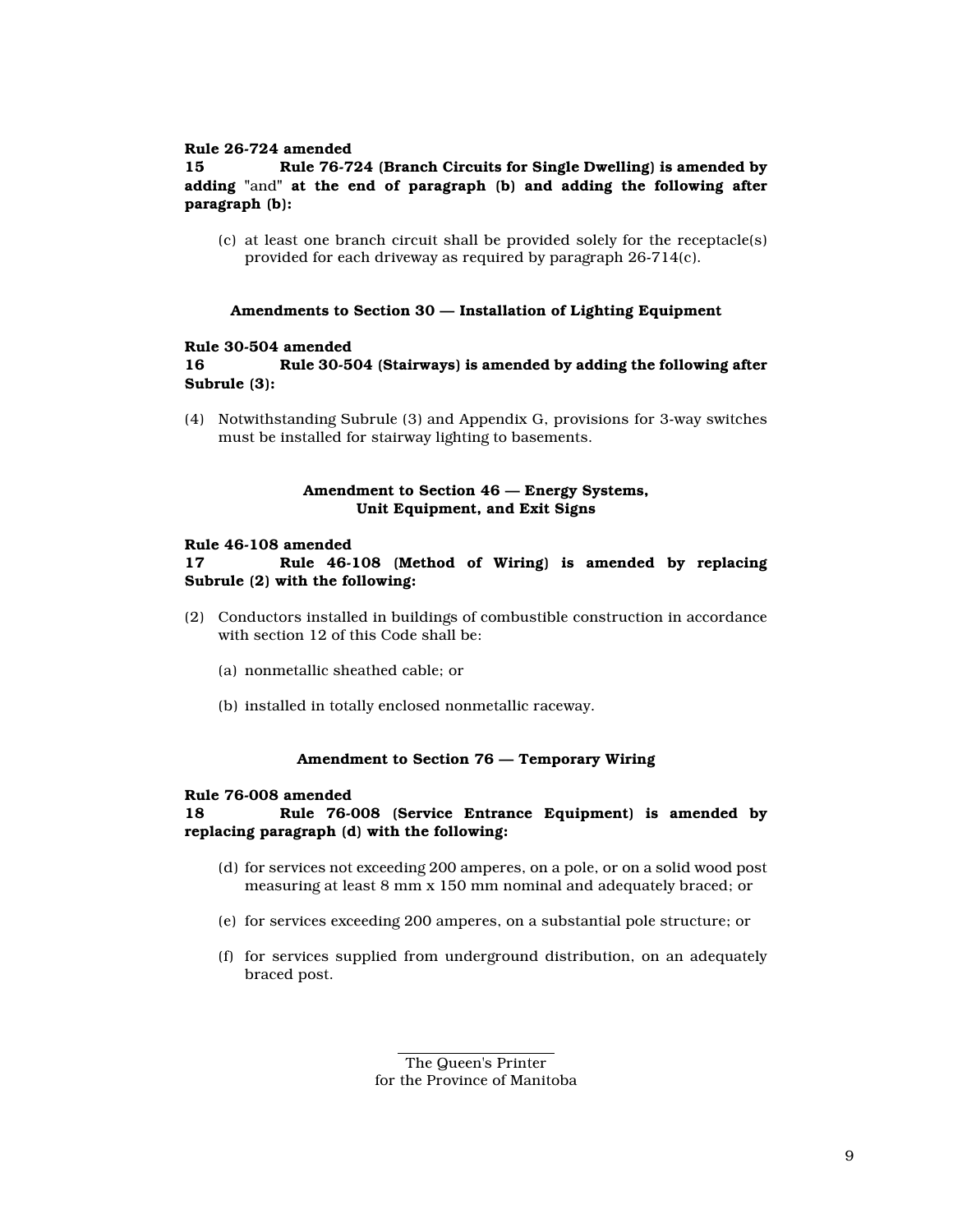**Rule 26-724 amended**

**15 Rule 76-724 (Branch Circuits for Single Dwelling) is amended by adding** "and" **at the end of paragraph (b) and adding the following after paragraph (b):**

(c) at least one branch circuit shall be provided solely for the receptacle(s) provided for each driveway as required by paragraph 26-714(c).

**Amendments to Section 30 — Installation of Lighting Equipment**

**Rule 30-504 amended**

**16 Rule 30-504 (Stairways) is amended by adding the following after Subrule (3):**

(4) Notwithstanding Subrule (3) and Appendix G, provisions for 3-way switches must be installed for stairway lighting to basements.

**Amendment to Section 46 — Energy Systems, Unit Equipment, and Exit Signs**

**Rule 46-108 amended**

**17 Rule 46-108 (Method of Wiring) is amended by replacing Subrule (2) with the following:**

(2) Conductors installed in buildings of combustible construction in accordance with section 12 of this Code shall be:

(a) nonmetallic sheathed cable; or

(b) installed in totally enclosed nonmetallic raceway.

**Amendment to Section 76 — Temporary Wiring**

**Rule 76-008 amended**

**18 Rule 76-008 (Service Entrance Equipment) is amended by replacing paragraph (d) with the following:**

(d) for services not exceeding 200 amperes, on a pole, or on a solid wood post measuring at least 8 mm x 150 mm nominal and adequately braced; or

(e) for services exceeding 200 amperes, on a substantial pole structure; or

(f) for services supplied from underground distribution, on an adequately braced post.

The Queen's Printer
for the Province of Manitoba